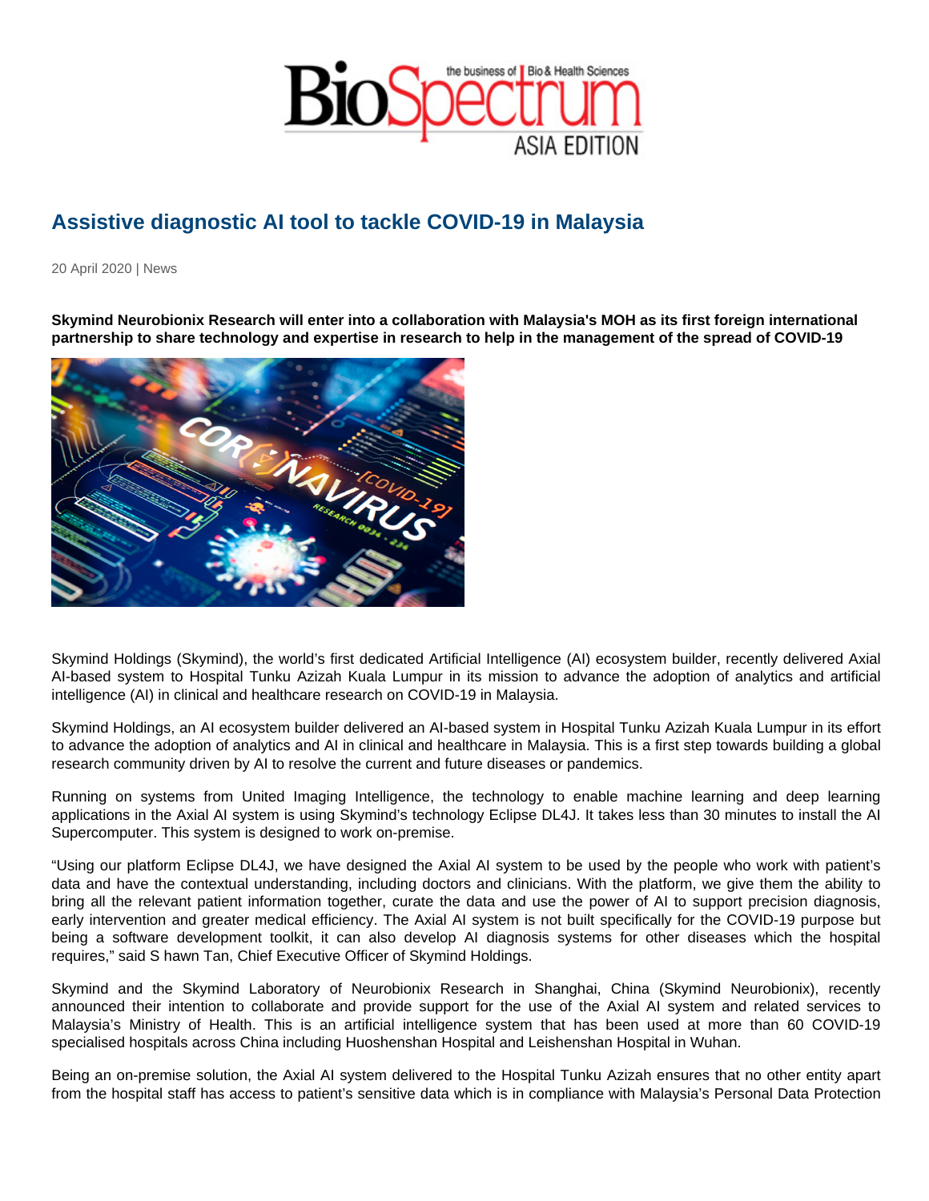# Assistive diagnostic AI tool to tackle COVID-19 in Malaysia

20 April 2020 | News

**Skymind Neurobionix Research will enter into a collaboration with Malaysia's MOH as its first foreign international partnership to share technology and expertise in research to help in the management of the spread of COVID-19**

Skymind Holdings (Skymind), the world's first dedicated Artificial Intelligence (AI) ecosystem builder, recently delivered Axial AI-based system to Hospital Tunku Azizah Kuala Lumpur in its mission to advance the adoption of analytics and artificial intelligence (AI) in clinical and healthcare research on COVID-19 in Malaysia.

Skymind Holdings, an AI ecosystem builder delivered an AI-based system in Hospital Tunku Azizah Kuala Lumpur in its effort to advance the adoption of analytics and AI in clinical and healthcare in Malaysia. This is a first step towards building a global research community driven by AI to resolve the current and future diseases or pandemics.

Running on systems from United Imaging Intelligence, the technology to enable machine learning and deep learning applications in the Axial AI system is using Skymind's technology Eclipse DL4J. It takes less than 30 minutes to install the AI Supercomputer. This system is designed to work on-premise.

"Using our platform Eclipse DL4J, we have designed the Axial AI system to be used by the people who work with patient's data and have the contextual understanding, including doctors and clinicians. With the platform, we give them the ability to bring all the relevant patient information together, curate the data and use the power of AI to support precision diagnosis, early intervention and greater medical efficiency. The Axial AI system is not built specifically for the COVID-19 purpose but being a software development toolkit, it can also develop AI diagnosis systems for other diseases which the hospital requires," said S hawn Tan, Chief Executive Officer of Skymind Holdings.

Skymind and the Skymind Laboratory of Neurobionix Research in Shanghai, China (Skymind Neurobionix), recently announced their intention to collaborate and provide support for the use of the Axial AI system and related services to Malaysia's Ministry of Health. This is an artificial intelligence system that has been used at more than 60 COVID-19 specialised hospitals across China including Huoshenshan Hospital and Leishenshan Hospital in Wuhan.

Being an on-premise solution, the Axial AI system delivered to the Hospital Tunku Azizah ensures that no other entity apart from the hospital staff has access to patient's sensitive data which is in compliance with Malaysia's Personal Data Protection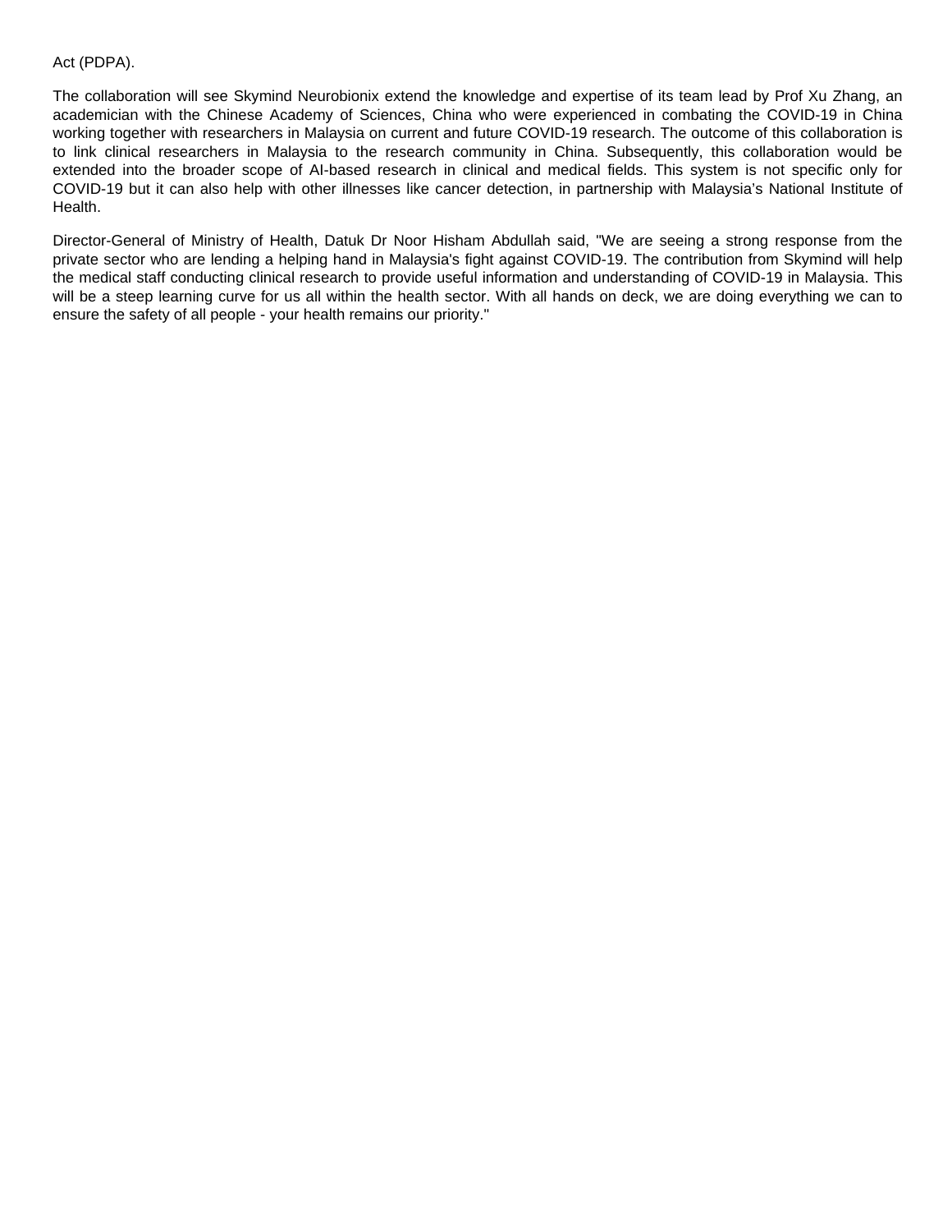Act (PDPA).

The collaboration will see Skymind Neurobionix extend the knowledge and expertise of its team lead by Prof Xu Zhang, an academician with the Chinese Academy of Sciences, China who were experienced in combating the COVID-19 in China working together with researchers in Malaysia on current and future COVID-19 research. The outcome of this collaboration is to link clinical researchers in Malaysia to the research community in China. Subsequently, this collaboration would be extended into the broader scope of AI-based research in clinical and medical fields. This system is not specific only for COVID-19 but it can also help with other illnesses like cancer detection, in partnership with Malaysia's National Institute of Health.

Director-General of Ministry of Health, Datuk Dr Noor Hisham Abdullah said, "We are seeing a strong response from the private sector who are lending a helping hand in Malaysia's fight against COVID-19. The contribution from Skymind will help the medical staff conducting clinical research to provide useful information and understanding of COVID-19 in Malaysia. This will be a steep learning curve for us all within the health sector. With all hands on deck, we are doing everything we can to ensure the safety of all people - your health remains our priority."